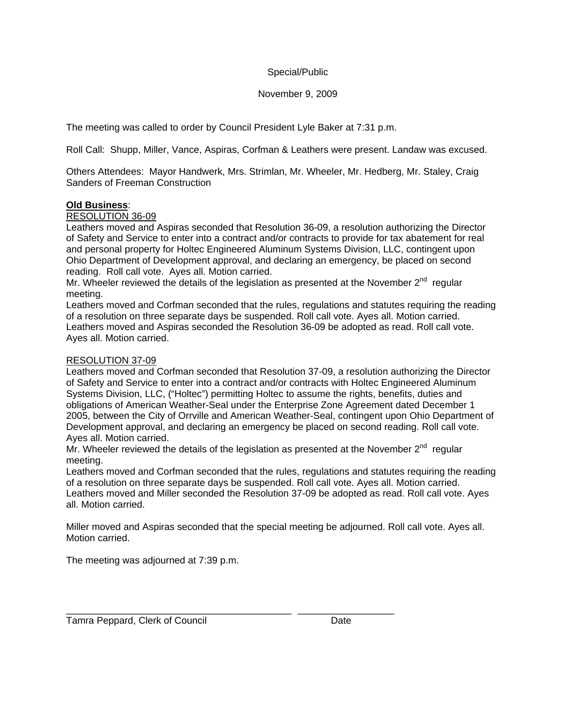Special/Public

November 9, 2009

The meeting was called to order by Council President Lyle Baker at 7:31 p.m.

Roll Call: Shupp, Miller, Vance, Aspiras, Corfman & Leathers were present. Landaw was excused.

Others Attendees: Mayor Handwerk, Mrs. Strimlan, Mr. Wheeler, Mr. Hedberg, Mr. Staley, Craig Sanders of Freeman Construction

**Old Business**:

<u>RESOLUTION 36-09</u>

Leathers moved and Aspiras seconded that Resolution 36-09, a resolution authorizing the Director of Safety and Service to enter into a contract and/or contracts to provide for tax abatement for real and personal property for Holtec Engineered Aluminum Systems Division, LLC, contingent upon Ohio Department of Development approval, and declaring an emergency, be placed on second reading. Roll call vote. Ayes all. Motion carried.

Mr. Wheeler reviewed the details of the legislation as presented at the November 2nd regular meeting.

Leathers moved and Corfman seconded that the rules, regulations and statutes requiring the reading of a resolution on three separate days be suspended. Roll call vote. Ayes all. Motion carried.

Leathers moved and Aspiras seconded the Resolution 36-09 be adopted as read. Roll call vote. Ayes all. Motion carried.

<u>RESOLUTION 37-09</u>

Leathers moved and Corfman seconded that Resolution 37-09, a resolution authorizing the Director of Safety and Service to enter into a contract and/or contracts with Holtec Engineered Aluminum Systems Division, LLC, ("Holtec") permitting Holtec to assume the rights, benefits, duties and obligations of American Weather-Seal under the Enterprise Zone Agreement dated December 1 2005, between the City of Orrville and American Weather-Seal, contingent upon Ohio Department of Development approval, and declaring an emergency be placed on second reading. Roll call vote. Ayes all. Motion carried.

Mr. Wheeler reviewed the details of the legislation as presented at the November 2nd regular meeting.

Leathers moved and Corfman seconded that the rules, regulations and statutes requiring the reading of a resolution on three separate days be suspended. Roll call vote. Ayes all. Motion carried.

Leathers moved and Miller seconded the Resolution 37-09 be adopted as read. Roll call vote. Ayes all. Motion carried.

Miller moved and Aspiras seconded that the special meeting be adjourned. Roll call vote. Ayes all. Motion carried.

The meeting was adjourned at 7:39 p.m.

\_\_\_\_\_\_\_\_\_\_\_\_\_\_\_\_\_\_\_\_\_\_\_\_\_\_\_\_\_\_\_\_\_\_\_\_\_\_\_\_ \_\_\_\_\_\_\_\_\_\_\_\_\_\_\_\_\_\_

Tamra Peppard, Clerk of Council Date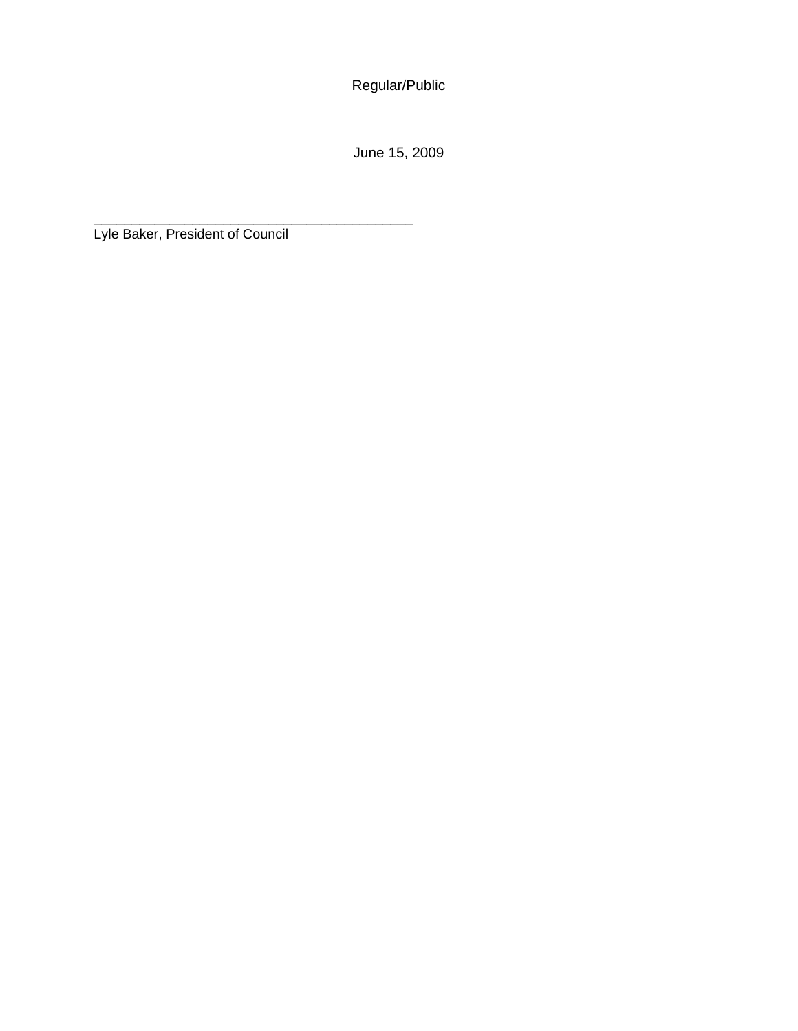Regular/Public

June 15, 2009

_________________________________________
Lyle Baker, President of Council